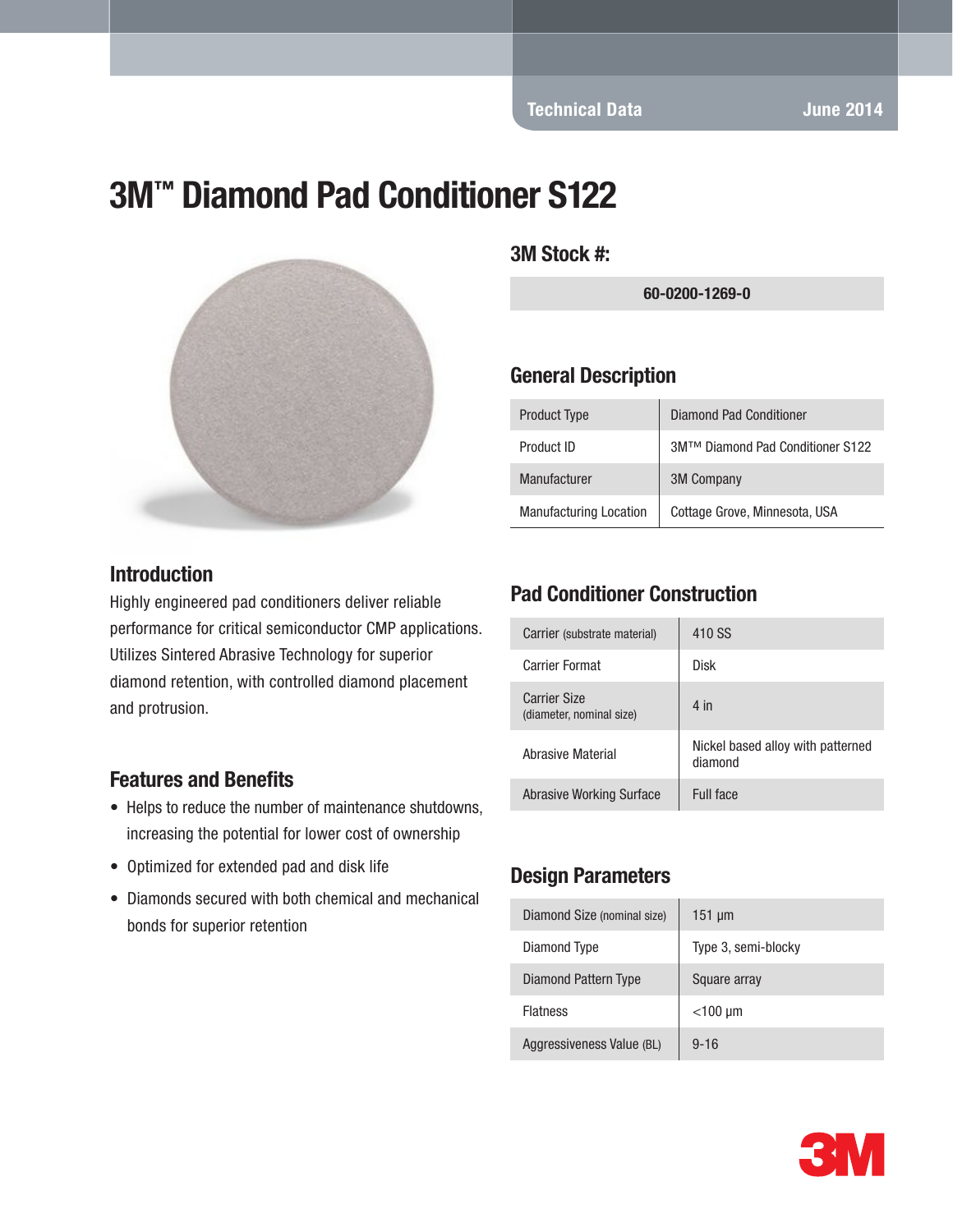Technical Data June 2014

# 3M™ Diamond Pad Conditioner S122

## 3M Stock #:

| 60-0200-1269-0 |
|---|

## General Description

| Product Type | Diamond Pad Conditioner |
|---|---|
| Product ID | 3M™™ Diamond Pad Conditioner S122 |
| Manufacturer | 3M Company |
| Manufacturing Location | Cottage Grove, Minnesota, USA |

## Introduction

Highly engineered pad conditioners deliver reliable performance for critical semiconductor CMP applications. Utilizes Sintered Abrasive Technology for superior diamond retention, with controlled diamond placement and protrusion.

## Features and Benefits

- Helps to reduce the number of maintenance shutdowns, increasing the potential for lower cost of ownership
- Optimized for extended pad and disk life
- Diamonds secured with both chemical and mechanical bonds for superior retention

## Pad Conditioner Construction

| Carrier (substrate material) | 410 SS |
|---|---|
| Carrier Format | Disk |
| Carrier Size (diameter, nominal size) | 4 in |
| Abrasive Material | Nickel based alloy with patterned diamond |
| Abrasive Working Surface | Full face |

## Design Parameters

| Diamond Size (nominal size) | 151 µm |
|---|---|
| Diamond Type | Type 3, semi-blocky |
| Diamond Pattern Type | Square array |
| Flatness | <100 µm |
| Aggressiveness Value (BL) | 9-16 |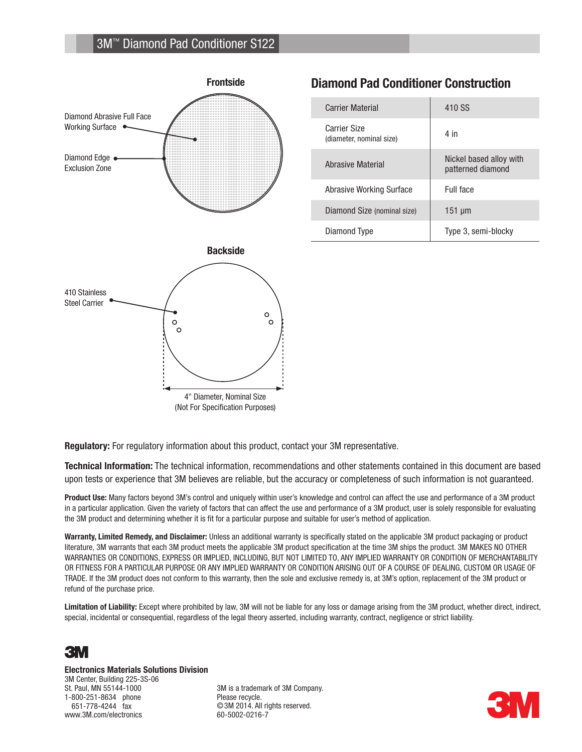# 3M™ Diamond Pad Conditioner S122

Frontside

Diamond Abrasive Full Face Working Surface

Diamond Edge Exclusion Zone

Backside

410 Stainless Steel Carrier

4" Diameter, Nominal Size
(Not For Specification Purposes)

## Diamond Pad Conditioner Construction

| | |
|---|---|
| Carrier Material | 410 SS |
| Carrier Size (diameter, nominal size) | 4 in |
| Abrasive Material | Nickel based alloy with patterned diamond |
| Abrasive Working Surface | Full face |
| Diamond Size (nominal size) | 151 µm |
| Diamond Type | Type 3, semi-blocky |

**Regulatory:** For regulatory information about this product, contact your 3M representative.

**Technical Information:** The technical information, recommendations and other statements contained in this document are based upon tests or experience that 3M believes are reliable, but the accuracy or completeness of such information is not guaranteed.

**Product Use:** Many factors beyond 3M's control and uniquely within user's knowledge and control can affect the use and performance of a 3M product in a particular application. Given the variety of factors that can affect the use and performance of a 3M product, user is solely responsible for evaluating the 3M product and determining whether it is fit for a particular purpose and suitable for user's method of application.

**Warranty, Limited Remedy, and Disclaimer:** Unless an additional warranty is specifically stated on the applicable 3M product packaging or product literature, 3M warrants that each 3M product meets the applicable 3M product specification at the time 3M ships the product. 3M MAKES NO OTHER WARRANTIES OR CONDITIONS, EXPRESS OR IMPLIED, INCLUDING, BUT NOT LIMITED TO, ANY IMPLIED WARRANTY OR CONDITION OF MERCHANTABILITY OR FITNESS FOR A PARTICULAR PURPOSE OR ANY IMPLIED WARRANTY OR CONDITION ARISING OUT OF A COURSE OF DEALING, CUSTOM OR USAGE OF TRADE. If the 3M product does not conform to this warranty, then the sole and exclusive remedy is, at 3M's option, replacement of the 3M product or refund of the purchase price.

**Limitation of Liability:** Except where prohibited by law, 3M will not be liable for any loss or damage arising from the 3M product, whether direct, indirect, special, incidental or consequential, regardless of the legal theory asserted, including warranty, contract, negligence or strict liability.

3M

**Electronics Materials Solutions Division**
3M Center, Building 225-3S-06
St. Paul, MN 55144-1000
1-800-251-8634 phone
651-778-4244 fax
www.3M.com/electronics

3M is a trademark of 3M Company.
Please recycle.
© 3M 2014. All rights reserved.
60-5002-0216-7